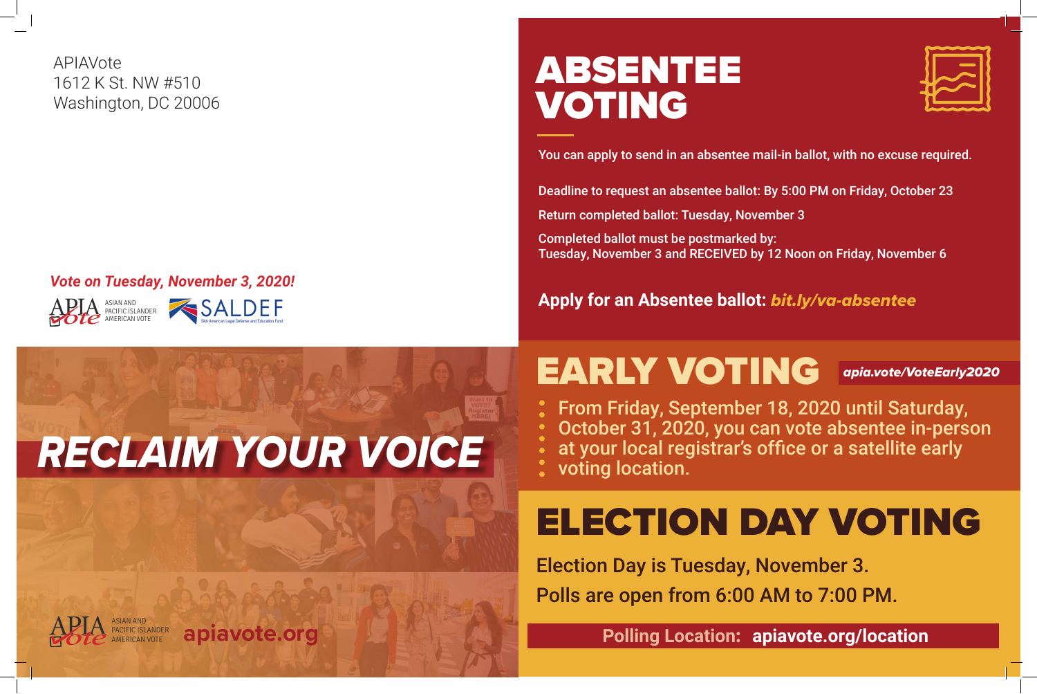APIAVote
1612 K St. NW #510
Washington, DC 20006

*Vote on Tuesday, November 3, 2020!*

APIA Vote — ASIAN AND PACIFIC ISLANDER AMERICAN VOTE

SALDEF — Sikh American Legal Defense and Education Fund

# RECLAIM YOUR VOICE

APIA Vote — ASIAN AND PACIFIC ISLANDER AMERICAN VOTE **apiavote.org**

# ABSENTEE VOTING

You can apply to send in an absentee mail-in ballot, with no excuse required.

Deadline to request an absentee ballot: By 5:00 PM on Friday, October 23

Return completed ballot: Tuesday, November 3

Completed ballot must be postmarked by:
Tuesday, November 3 and RECEIVED by 12 Noon on Friday, November 6

**Apply for an Absentee ballot:** ***bit.ly/va-absentee***

# EARLY VOTING

***apia.vote/VoteEarly2020***

From Friday, September 18, 2020 until Saturday, October 31, 2020, you can vote absentee in-person at your local registrar's office or a satellite early voting location.

# ELECTION DAY VOTING

Election Day is Tuesday, November 3.

Polls are open from 6:00 AM to 7:00 PM.

**Polling Location: apiavote.org/location**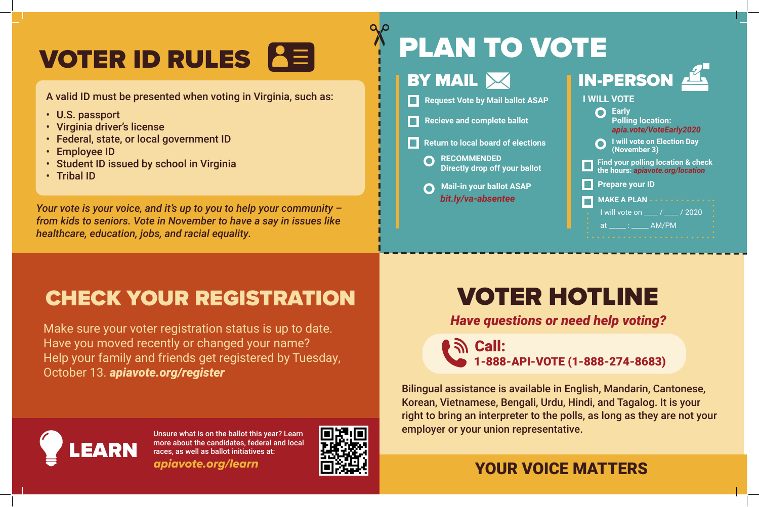# VOTER ID RULES

A valid ID must be presented when voting in Virginia, such as:

- U.S. passport
- Virginia driver's license
- Federal, state, or local government ID
- Employee ID
- Student ID issued by school in Virginia
- Tribal ID

*Your vote is your voice, and it's up to you to help your community – from kids to seniors. Vote in November to have a say in issues like healthcare, education, jobs, and racial equality.*

# PLAN TO VOTE

## BY MAIL

- ☐ Request Vote by Mail ballot ASAP
- ☐ Recieve and complete ballot
- ☐ Return to local board of elections
  - ○ RECOMMENDED
    Directly drop off your ballot
  - ○ Mail-in your ballot ASAP
    *bit.ly/va-absentee*

## IN-PERSON

I WILL VOTE

- ○ Early
  Polling location:
  *apia.vote/VoteEarly2020*
- ○ I will vote on Election Day (November 3)

- ☐ Find your polling location & check the hours: *apiavote.org/location*
- ☐ Prepare your ID
- ☐ MAKE A PLAN
  I will vote on ___ / ___ / 2020
  at ____ : ____ AM/PM

# CHECK YOUR REGISTRATION

Make sure your voter registration status is up to date. Have you moved recently or changed your name? Help your family and friends get registered by Tuesday, October 13. ***apiavote.org/register***

# LEARN

Unsure what is on the ballot this year? Learn more about the candidates, federal and local races, as well as ballot initiatives at:

***apiavote.org/learn***

# VOTER HOTLINE

***Have questions or need help voting?***

**Call:**
**1-888-API-VOTE (1-888-274-8683)**

Bilingual assistance is available in English, Mandarin, Cantonese, Korean, Vietnamese, Bengali, Urdu, Hindi, and Tagalog. It is your right to bring an interpreter to the polls, as long as they are not your employer or your union representative.

**YOUR VOICE MATTERS**